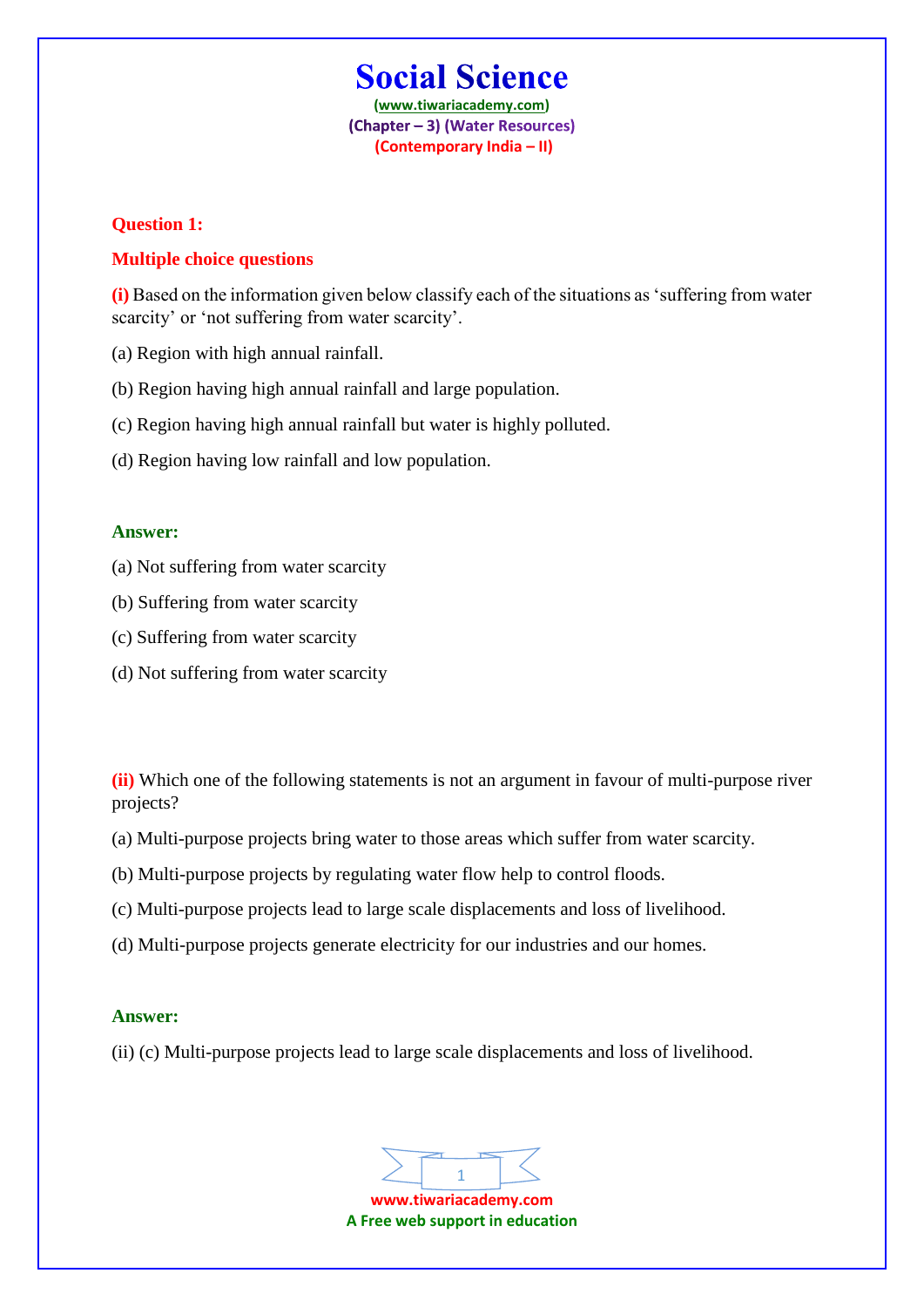# Social Science

(www.tiwariacademy.com)
(Chapter – 3) (Water Resources)
(Contemporary India – II)

**Question 1:**

**Multiple choice questions**

**(i)** Based on the information given below classify each of the situations as 'suffering from water scarcity' or 'not suffering from water scarcity'.

(a) Region with high annual rainfall.

(b) Region having high annual rainfall and large population.

(c) Region having high annual rainfall but water is highly polluted.

(d) Region having low rainfall and low population.

**Answer:**

(a) Not suffering from water scarcity

(b) Suffering from water scarcity

(c) Suffering from water scarcity

(d) Not suffering from water scarcity

**(ii)** Which one of the following statements is not an argument in favour of multi-purpose river projects?

(a) Multi-purpose projects bring water to those areas which suffer from water scarcity.

(b) Multi-purpose projects by regulating water flow help to control floods.

(c) Multi-purpose projects lead to large scale displacements and loss of livelihood.

(d) Multi-purpose projects generate electricity for our industries and our homes.

**Answer:**

(ii) (c) Multi-purpose projects lead to large scale displacements and loss of livelihood.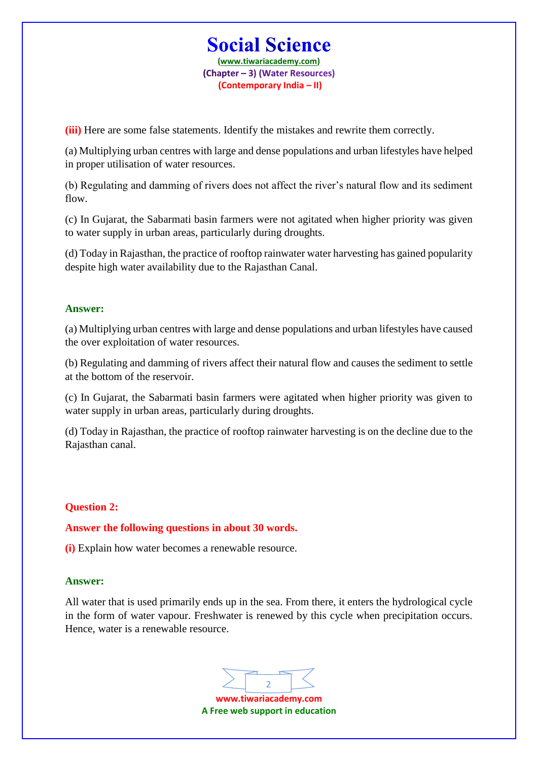**(iii)** Here are some false statements. Identify the mistakes and rewrite them correctly.

(a) Multiplying urban centres with large and dense populations and urban lifestyles have helped in proper utilisation of water resources.

(b) Regulating and damming of rivers does not affect the river's natural flow and its sediment flow.

(c) In Gujarat, the Sabarmati basin farmers were not agitated when higher priority was given to water supply in urban areas, particularly during droughts.

(d) Today in Rajasthan, the practice of rooftop rainwater water harvesting has gained popularity despite high water availability due to the Rajasthan Canal.

**Answer:**

(a) Multiplying urban centres with large and dense populations and urban lifestyles have caused the over exploitation of water resources.

(b) Regulating and damming of rivers affect their natural flow and causes the sediment to settle at the bottom of the reservoir.

(c) In Gujarat, the Sabarmati basin farmers were agitated when higher priority was given to water supply in urban areas, particularly during droughts.

(d) Today in Rajasthan, the practice of rooftop rainwater harvesting is on the decline due to the Rajasthan canal.

## Question 2:

**Answer the following questions in about 30 words.**

**(i)** Explain how water becomes a renewable resource.

**Answer:**

All water that is used primarily ends up in the sea. From there, it enters the hydrological cycle in the form of water vapour. Freshwater is renewed by this cycle when precipitation occurs. Hence, water is a renewable resource.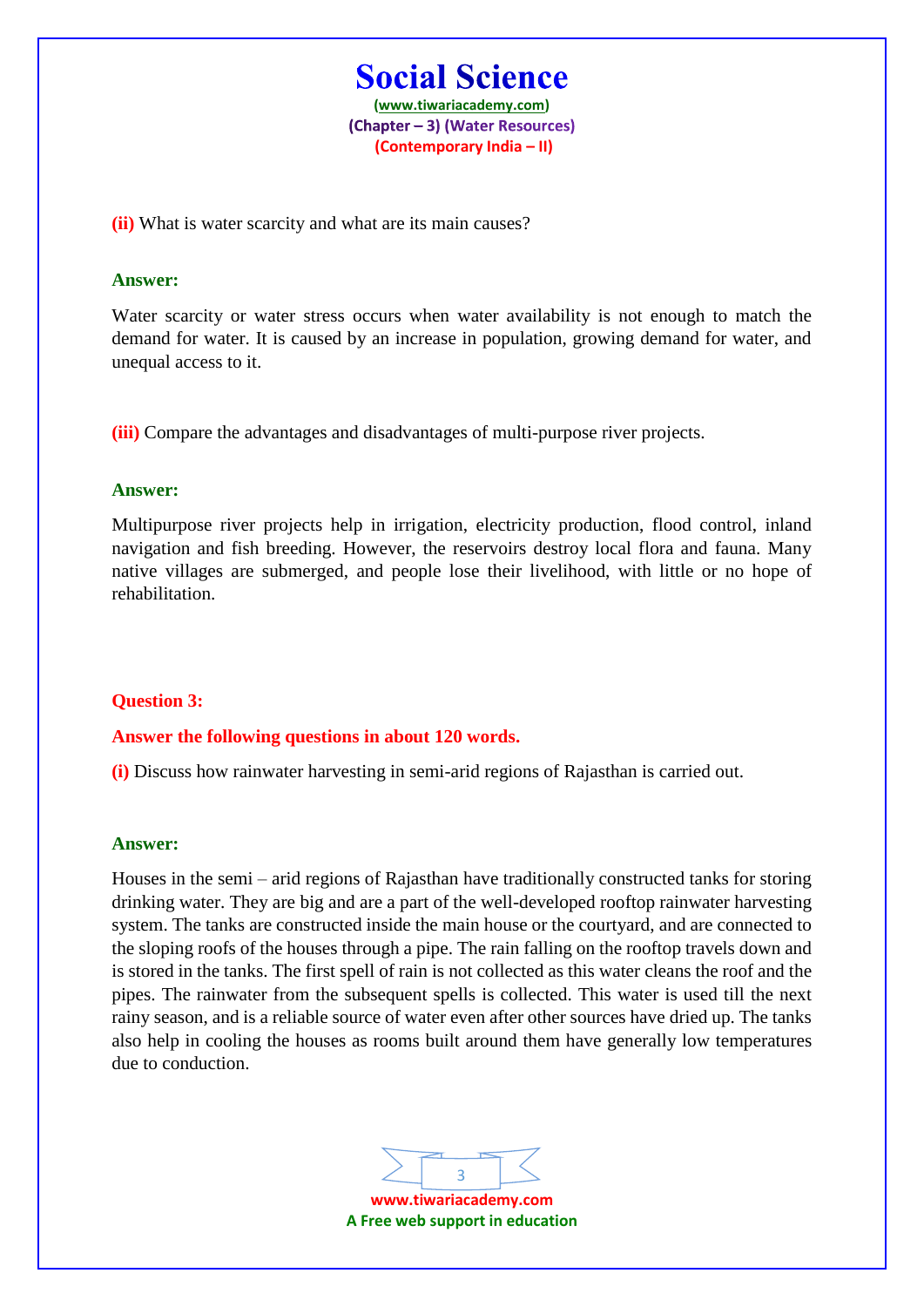**(ii)** What is water scarcity and what are its main causes?

**Answer:**

Water scarcity or water stress occurs when water availability is not enough to match the demand for water. It is caused by an increase in population, growing demand for water, and unequal access to it.

**(iii)** Compare the advantages and disadvantages of multi-purpose river projects.

**Answer:**

Multipurpose river projects help in irrigation, electricity production, flood control, inland navigation and fish breeding. However, the reservoirs destroy local flora and fauna. Many native villages are submerged, and people lose their livelihood, with little or no hope of rehabilitation.

## Question 3:

**Answer the following questions in about 120 words.**

**(i)** Discuss how rainwater harvesting in semi-arid regions of Rajasthan is carried out.

**Answer:**

Houses in the semi – arid regions of Rajasthan have traditionally constructed tanks for storing drinking water. They are big and are a part of the well-developed rooftop rainwater harvesting system. The tanks are constructed inside the main house or the courtyard, and are connected to the sloping roofs of the houses through a pipe. The rain falling on the rooftop travels down and is stored in the tanks. The first spell of rain is not collected as this water cleans the roof and the pipes. The rainwater from the subsequent spells is collected. This water is used till the next rainy season, and is a reliable source of water even after other sources have dried up. The tanks also help in cooling the houses as rooms built around them have generally low temperatures due to conduction.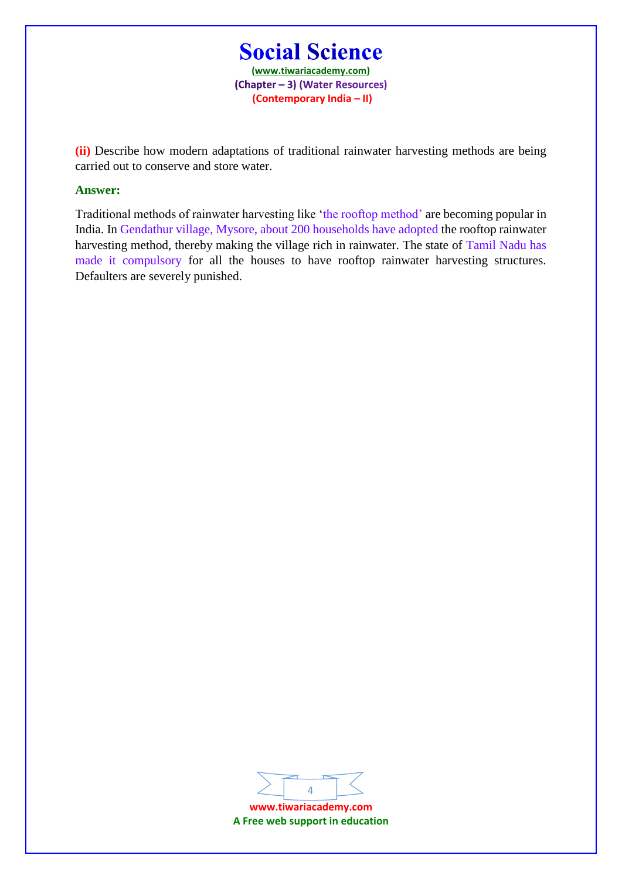**(ii)** Describe how modern adaptations of traditional rainwater harvesting methods are being carried out to conserve and store water.

**Answer:**

Traditional methods of rainwater harvesting like 'the rooftop method' are becoming popular in India. In Gendathur village, Mysore, about 200 households have adopted the rooftop rainwater harvesting method, thereby making the village rich in rainwater. The state of Tamil Nadu has made it compulsory for all the houses to have rooftop rainwater harvesting structures. Defaulters are severely punished.